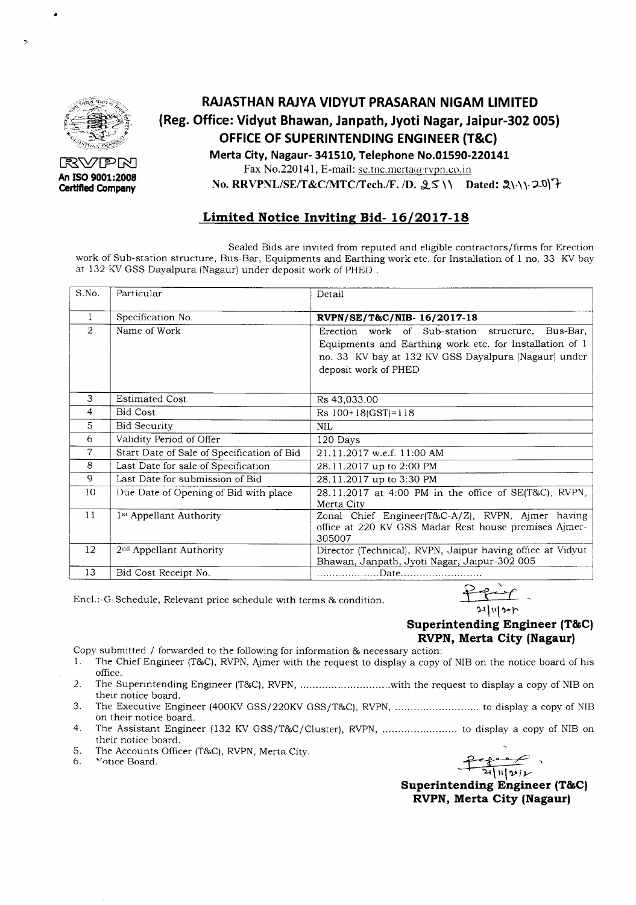RVPN
An ISO 9001:2008 Certified Company

# RAJASTHAN RAJYA VIDYUT PRASARAN NIGAM LIMITED

## (Reg. Office: Vidyut Bhawan, Janpath, Jyoti Nagar, Jaipur-302 005)

## OFFICE OF SUPERINTENDING ENGINEER (T&C)

**Merta City, Nagaur- 341510, Telephone No.01590-220141**

Fax No.220141, E-mail: se.tnc.merta@rvpn.co.in

No. RRVPNL/SE/T&C/MTC/Tech./F. /D. 2511 Dated: 21.11.2017

## Limited Notice Inviting Bid- 16/2017-18

Sealed Bids are invited from reputed and eligible contractors/firms for Erection work of Sub-station structure, Bus-Bar, Equipments and Earthing work etc. for Installation of 1 no. 33 KV bay at 132 KV GSS Dayalpura (Nagaur) under deposit work of PHED .

| S.No. | Particular | Detail |
|---|---|---|
| 1 | Specification No. | **RVPN/SE/T&C/NIB- 16/2017-18** |
| 2 | Name of Work | Erection work of Sub-station structure, Bus-Bar, Equipments and Earthing work etc. for Installation of 1 no. 33 KV bay at 132 KV GSS Dayalpura (Nagaur) under deposit work of PHED |
| 3 | Estimated Cost | Rs 43,033.00 |
| 4 | Bid Cost | Rs 100+18(GST)=118 |
| 5 | Bid Security | NIL |
| 6 | Validity Period of Offer | 120 Days |
| 7 | Start Date of Sale of Specification of Bid | 21.11.2017 w.e.f. 11:00 AM |
| 8 | Last Date for sale of Specification | 28.11.2017 up to 2:00 PM |
| 9 | Last Date for submission of Bid | 28.11.2017 up to 3:30 PM |
| 10 | Due Date of Opening of Bid with place | 28.11.2017 at 4:00 PM in the office of SE(T&C), RVPN, Merta City |
| 11 | 1st Appellant Authority | Zonal Chief Engineer(T&C-A/Z), RVPN, Ajmer having office at 220 KV GSS Madar Rest house premises Ajmer-305007 |
| 12 | 2nd Appellant Authority | Director (Technical), RVPN, Jaipur having office at Vidyut Bhawan, Janpath, Jyoti Nagar, Jaipur-302 005 |
| 13 | Bid Cost Receipt No. | ………………..Date…………………….. |

Encl.:-G-Schedule, Relevant price schedule with terms & condition.

21/11/2017

**Superintending Engineer (T&C)**
**RVPN, Merta City (Nagaur)**

Copy submitted / forwarded to the following for information & necessary action:

1. The Chief Engineer (T&C), RVPN, Ajmer with the request to display a copy of NIB on the notice board of his office.
2. The Superintending Engineer (T&C), RVPN, ……………………….with the request to display a copy of NIB on their notice board.
3. The Executive Engineer (400KV GSS/220KV GSS/T&C), RVPN, ……………………… to display a copy of NIB on their notice board.
4. The Assistant Engineer (132 KV GSS/T&C/Cluster), RVPN, …………………… to display a copy of NIB on their notice board.
5. The Accounts Officer (T&C), RVPN, Merta City.
6. Notice Board.

21/11/2017

**Superintending Engineer (T&C)**
**RVPN, Merta City (Nagaur)**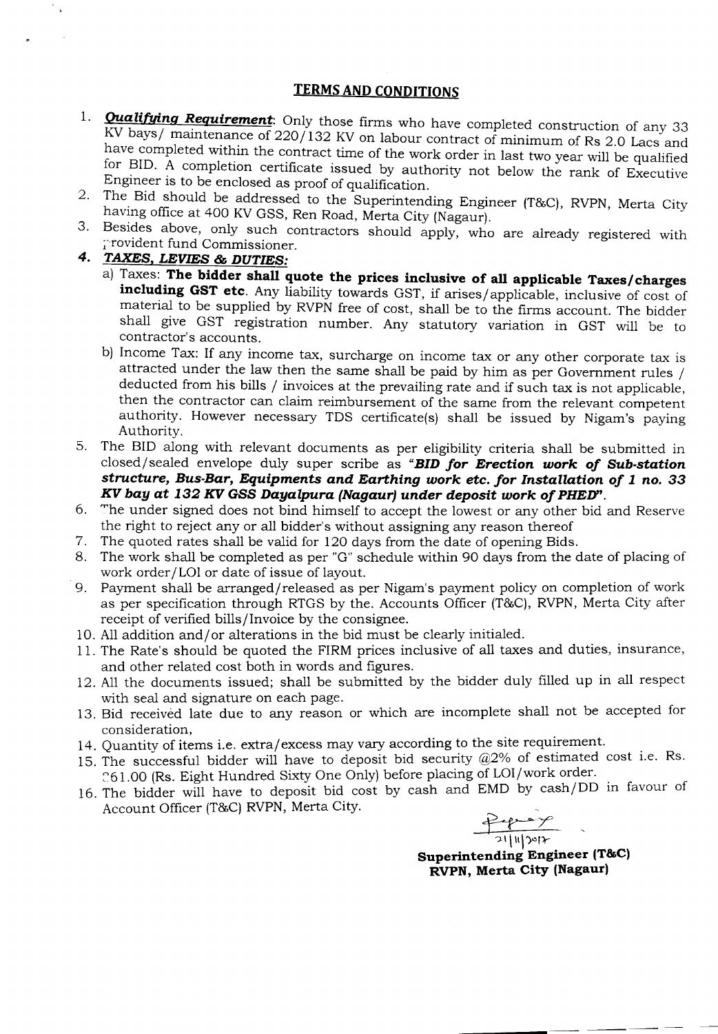## TERMS AND CONDITIONS

1. ***Qualifying Requirement***: Only those firms who have completed construction of any 33 KV bays/ maintenance of 220/132 KV on labour contract of minimum of Rs 2.0 Lacs and have completed within the contract time of the work order in last two year will be qualified for BID. A completion certificate issued by authority not below the rank of Executive Engineer is to be enclosed as proof of qualification.
2. The Bid should be addressed to the Superintending Engineer (T&C), RVPN, Merta City having office at 400 KV GSS, Ren Road, Merta City (Nagaur).
3. Besides above, only such contractors should apply, who are already registered with provident fund Commissioner.
4. ***TAXES, LEVIES & DUTIES:***
   a) Taxes: **The bidder shall quote the prices inclusive of all applicable Taxes/charges including GST etc**. Any liability towards GST, if arises/applicable, inclusive of cost of material to be supplied by RVPN free of cost, shall be to the firms account. The bidder shall give GST registration number. Any statutory variation in GST will be to contractor's accounts.
   b) Income Tax: If any income tax, surcharge on income tax or any other corporate tax is attracted under the law then the same shall be paid by him as per Government rules / deducted from his bills / invoices at the prevailing rate and if such tax is not applicable, then the contractor can claim reimbursement of the same from the relevant competent authority. However necessary TDS certificate(s) shall be issued by Nigam's paying Authority.
5. The BID along with relevant documents as per eligibility criteria shall be submitted in closed/sealed envelope duly super scribe as ***"BID for Erection work of Sub-station structure, Bus-Bar, Equipments and Earthing work etc. for Installation of 1 no. 33 KV bay at 132 KV GSS Dayalpura (Nagaur) under deposit work of PHED"***.
6. The under signed does not bind himself to accept the lowest or any other bid and Reserve the right to reject any or all bidder's without assigning any reason thereof
7. The quoted rates shall be valid for 120 days from the date of opening Bids.
8. The work shall be completed as per "G" schedule within 90 days from the date of placing of work order/LOI or date of issue of layout.
9. Payment shall be arranged/released as per Nigam's payment policy on completion of work as per specification through RTGS by the. Accounts Officer (T&C), RVPN, Merta City after receipt of verified bills/Invoice by the consignee.
10. All addition and/or alterations in the bid must be clearly initialed.
11. The Rate's should be quoted the FIRM prices inclusive of all taxes and duties, insurance, and other related cost both in words and figures.
12. All the documents issued; shall be submitted by the bidder duly filled up in all respect with seal and signature on each page.
13. Bid received late due to any reason or which are incomplete shall not be accepted for consideration,
14. Quantity of items i.e. extra/excess may vary according to the site requirement.
15. The successful bidder will have to deposit bid security @2% of estimated cost i.e. Rs. 861.00 (Rs. Eight Hundred Sixty One Only) before placing of LOI/work order.
16. The bidder will have to deposit bid cost by cash and EMD by cash/DD in favour of Account Officer (T&C) RVPN, Merta City.

21/11/2017

**Superintending Engineer (T&C)**
**RVPN, Merta City (Nagaur)**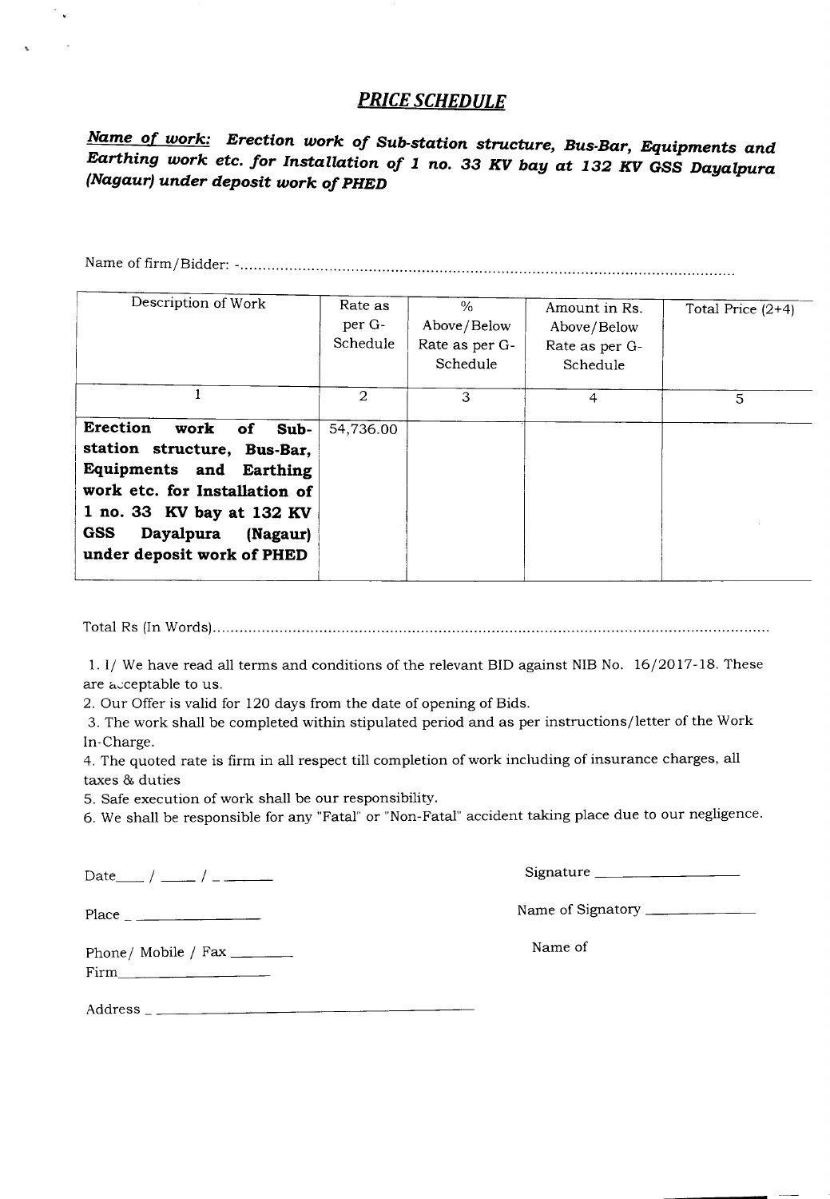## ***PRICE SCHEDULE***

***Name of work:*** ***Erection work of Sub-station structure, Bus-Bar, Equipments and Earthing work etc. for Installation of 1 no. 33 KV bay at 132 KV GSS Dayalpura (Nagaur) under deposit work of PHED***

Name of firm/Bidder: -...............................................................................................................

| Description of Work | Rate as per G-Schedule | % Above/Below Rate as per G-Schedule | Amount in Rs. Above/Below Rate as per G-Schedule | Total Price (2+4) |
|---|---|---|---|---|
| 1 | 2 | 3 | 4 | 5 |
| **Erection work of Sub-station structure, Bus-Bar, Equipments and Earthing work etc. for Installation of 1 no. 33 KV bay at 132 KV GSS Dayalpura (Nagaur) under deposit work of PHED** | 54,736.00 | | | |

Total Rs (In Words)...............................................................................................................................

1. I/ We have read all terms and conditions of the relevant BID against NIB No. 16/2017-18. These are acceptable to us.
2. Our Offer is valid for 120 days from the date of opening of Bids.
3. The work shall be completed within stipulated period and as per instructions/letter of the Work In-Charge.
4. The quoted rate is firm in all respect till completion of work including of insurance charges, all taxes & duties
5. Safe execution of work shall be our responsibility.
6. We shall be responsible for any "Fatal" or "Non-Fatal" accident taking place due to our negligence.

Date____ / ____ / _ ______

Signature ___________________

Place _ ________________

Name of Signatory ______________

Phone/ Mobile / Fax ________

Name of Firm____________________

Address _ _______________________________________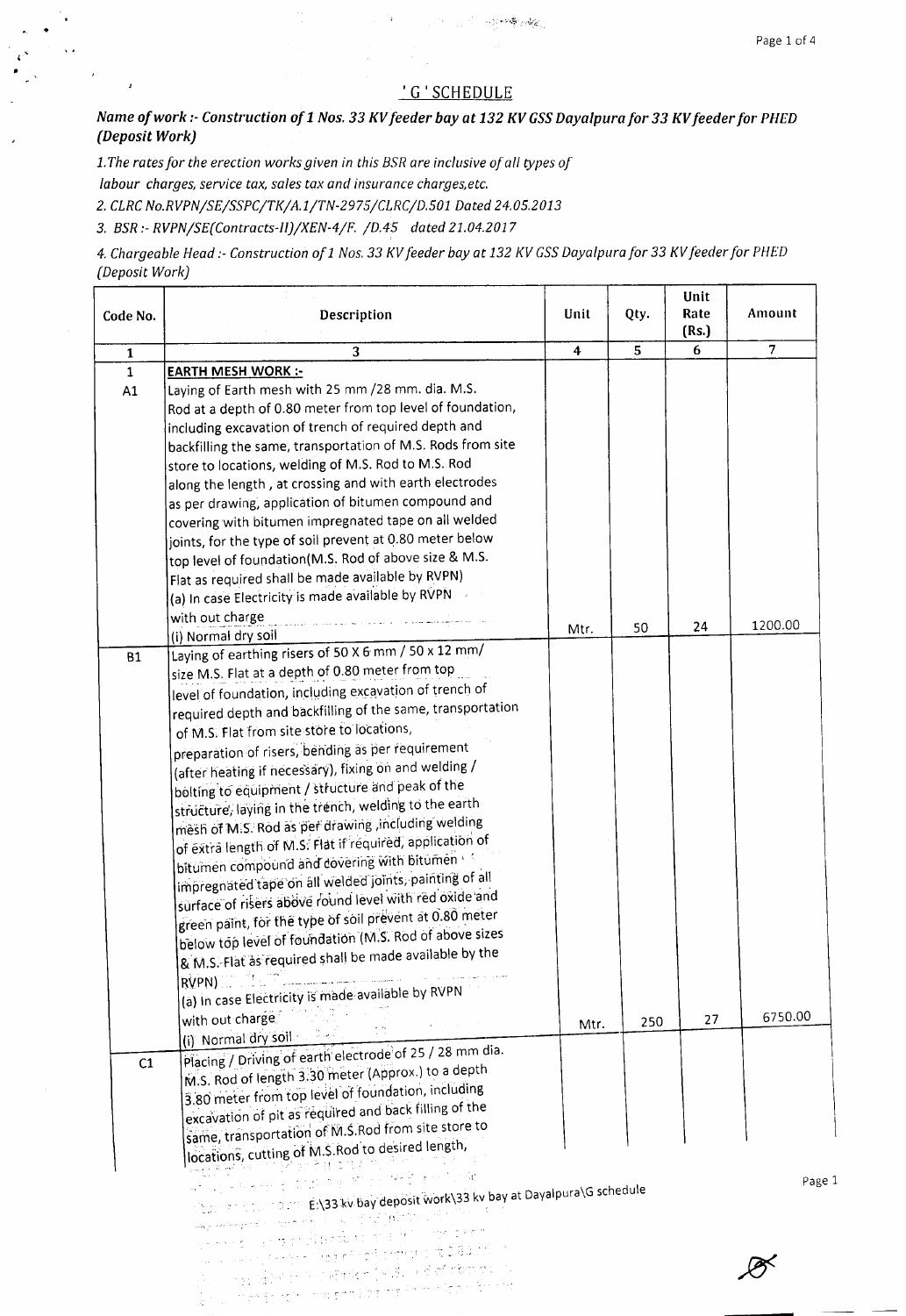## 'G' SCHEDULE

***Name of work :- Construction of 1 Nos. 33 KV feeder bay at 132 KV GSS Dayalpura for 33 KV feeder for PHED (Deposit Work)***

*1.The rates for the erection works given in this BSR are inclusive of all types of labour charges, service tax, sales tax and insurance charges,etc.*

*2. CLRC No.RVPN/SE/SSPC/TK/A.1/TN-2975/CLRC/D.501 Dated 24.05.2013*

*3. BSR :- RVPN/SE(Contracts-II)/XEN-4/F. /D.45 dated 21.04.2017*

*4. Chargeable Head :- Construction of 1 Nos. 33 KV feeder bay at 132 KV GSS Dayalpura for 33 KV feeder for PHED (Deposit Work)*

| Code No. | Description | Unit | Qty. | Unit Rate (Rs.) | Amount |
|---|---|---|---|---|---|
| 1 | 3 | 4 | 5 | 6 | 7 |
| 1 | **EARTH MESH WORK :-** | | | | |
| A1 | Laying of Earth mesh with 25 mm /28 mm. dia. M.S. Rod at a depth of 0.80 meter from top level of foundation, including excavation of trench of required depth and backfilling the same, transportation of M.S. Rods from site store to locations, welding of M.S. Rod to M.S. Rod along the length , at crossing and with earth electrodes as per drawing, application of bitumen compound and covering with bitumen impregnated tape on all welded joints, for the type of soil prevent at 0.80 meter below top level of foundation(M.S. Rod of above size & M.S. Flat as required shall be made available by RVPN) (a) In case Electricity is made available by RVPN with out charge (i) Normal dry soil | Mtr. | 50 | 24 | 1200.00 |
| B1 | Laying of earthing risers of 50 X 6 mm / 50 x 12 mm/ size M.S. Flat at a depth of 0.80 meter from top level of foundation, including excavation of trench of required depth and backfilling of the same, transportation of M.S. Flat from site store to locations, preparation of risers, bending as per requirement (after heating if necessary), fixing on and welding / bolting to equipment / structure and peak of the structure, laying in the trench, welding to the earth mesh of M.S. Rod as per drawing ,including welding of extra length of M.S. Flat if required, application of bitumen compound and covering with bitumen impregnated tape on all welded joints, painting of all surface of risers above round level with red oxide and green paint, for the type of soil prevent at 0.80 meter below top level of foundation (M.S. Rod of above sizes & M.S. Flat as required shall be made available by the RVPN) (a) In case Electricity is made available by RVPN with out charge (i) Normal dry soil | Mtr. | 250 | 27 | 6750.00 |
| C1 | Placing / Driving of earth electrode of 25 / 28 mm dia. M.S. Rod of length 3.30 meter (Approx.) to a depth 3.80 meter from top level of foundation, including excavation of pit as required and back filling of the same, transportation of M.S.Rod from site store to locations, cutting of M.S.Rod to desired length, | | | | |

E:\33 kv bay deposit work\33 kv bay at Dayalpura\G schedule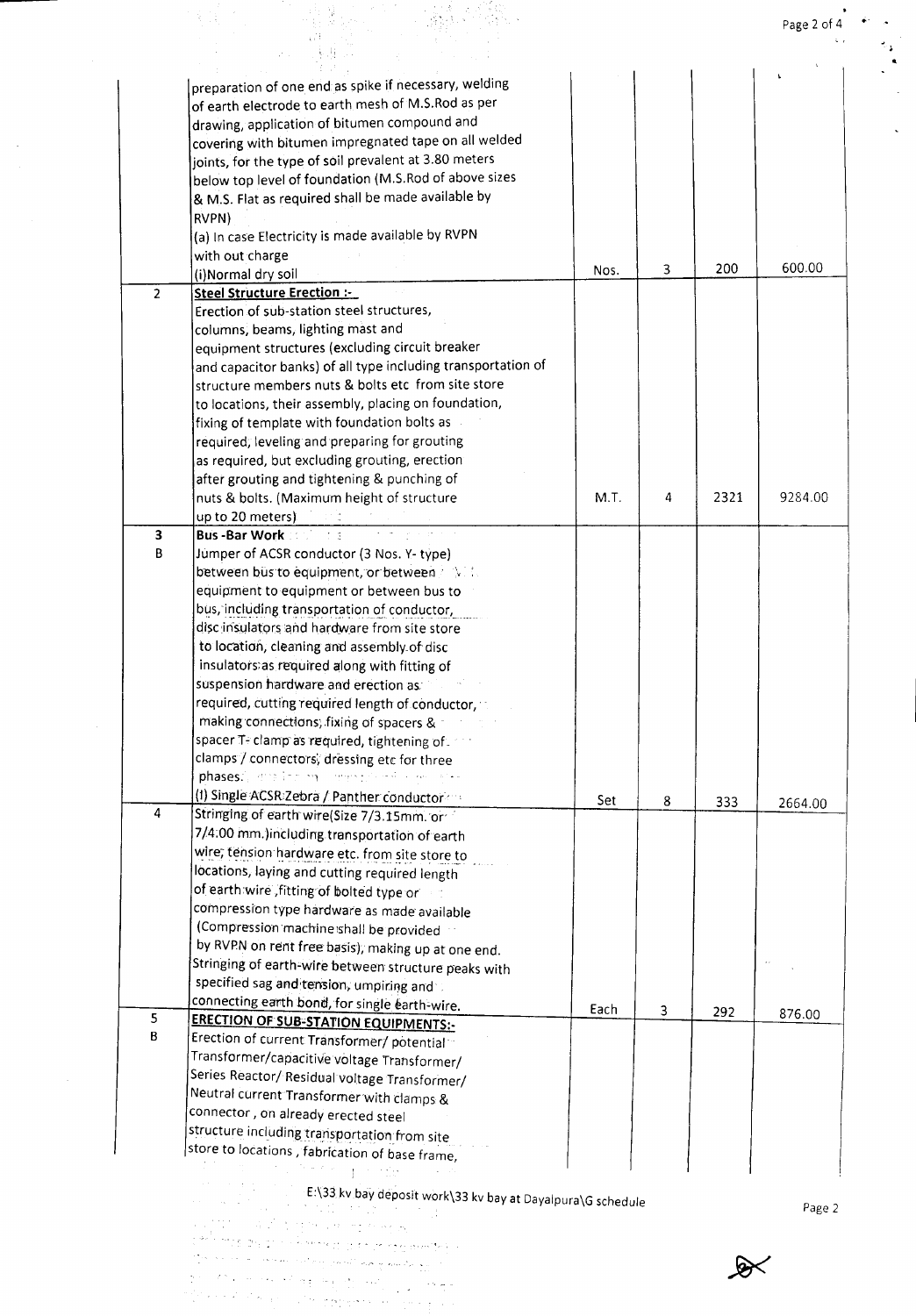| | | | | | |
|---|---|---|---|---|---|
| | preparation of one end as spike if necessary, welding of earth electrode to earth mesh of M.S.Rod as per drawing, application of bitumen compound and covering with bitumen impregnated tape on all welded joints, for the type of soil prevalent at 3.80 meters below top level of foundation (M.S.Rod of above sizes & M.S. Flat as required shall be made available by RVPN)<br>(a) In case Electricity is made available by RVPN with out charge<br>(i)Normal dry soil | Nos. | 3 | 200 | 600.00 |
| 2 | **Steel Structure Erection :-**<br>Erection of sub-station steel structures, columns, beams, lighting mast and equipment structures (excluding circuit breaker and capacitor banks) of all type including transportation of structure members nuts & bolts etc from site store to locations, their assembly, placing on foundation, fixing of template with foundation bolts as required, leveling and preparing for grouting as required, but excluding grouting, erection after grouting and tightening & punching of nuts & bolts. (Maximum height of structure up to 20 meters) | M.T. | 4 | 2321 | 9284.00 |
| 3<br>B | **Bus -Bar Work**<br>Jumper of ACSR conductor (3 Nos. Y- type) between bus to equipment, or between equipment to equipment or between bus to bus, including transportation of conductor, disc insulators and hardware from site store to location, cleaning and assembly of disc insulators as required along with fitting of suspension hardware and erection as required, cutting required length of conductor, making connections, fixing of spacers & spacer T- clamp as required, tightening of clamps / connectors, dressing etc for three phases.<br>(I) Single ACSR Zebra / Panther conductor | Set | 8 | 333 | 2664.00 |
| 4 | Stringing of earth wire(Size 7/3.15mm. or 7/4.00 mm.)including transportation of earth wire, tension hardware etc. from site store to locations, laying and cutting required length of earth wire ,fitting of bolted type or compression type hardware as made available (Compression machine shall be provided by RVPN on rent free basis), making up at one end. Stringing of earth-wire between structure peaks with specified sag and tension, umpiring and connecting earth bond, for single earth-wire. | Each | 3 | 292 | 876.00 |
| 5<br>B | **ERECTION OF SUB-STATION EQUIPMENTS:-**<br>Erection of current Transformer/ potential Transformer/capacitive voltage Transformer/ Series Reactor/ Residual voltage Transformer/ Neutral current Transformer with clamps & connector , on already erected steel structure including transportation from site store to locations , fabrication of base frame, | | | | |

E:\33 kv bay deposit work\33 kv bay at Dayalpura\G schedule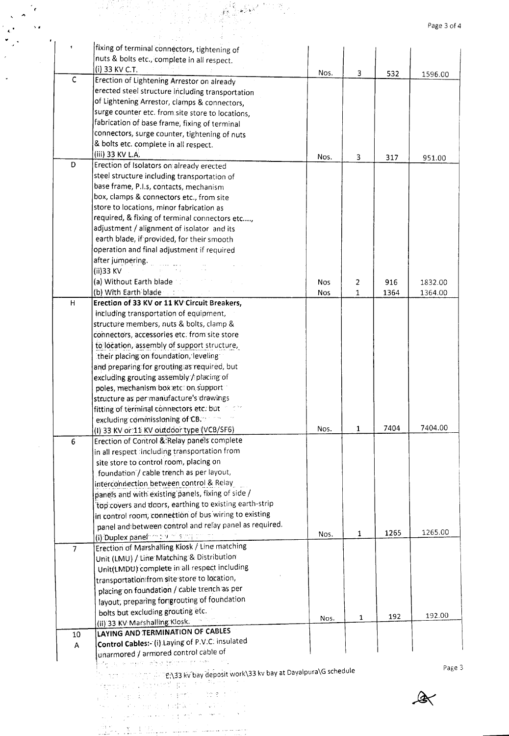| | | | | | |
|---|---|---|---|---|---|
| | fixing of terminal connectors, tightening of nuts & bolts etc., complete in all respect.<br>(i) 33 KV C.T. | Nos. | 3 | 532 | 1596.00 |
| C | Erection of Lightening Arrestor on already erected steel structure including transportation of Lightening Arrestor, clamps & connectors, surge counter etc. from site store to locations, fabrication of base frame, fixing of terminal connectors, surge counter, tightening of nuts & bolts etc. complete in all respect.<br>(iii) 33 KV L.A. | Nos. | 3 | 317 | 951.00 |
| D | Erection of Isolators on already erected steel structure including transportation of base frame, P.I.s, contacts, mechanism box, clamps & connectors etc., from site store to locations, minor fabrication as required, & fixing of terminal connectors etc...., adjustment / alignment of isolator and its earth blade, if provided, for their smooth operation and final adjustment if required after jumpering.<br>(ii)33 KV | | | | |
| | (a) Without Earth blade | Nos | 2 | 916 | 1832.00 |
| | (b) With Earth blade | Nos | 1 | 1364 | 1364.00 |
| H | **Erection of 33 KV or 11 KV Circuit Breakers,** including transportation of equipment, structure members, nuts & bolts, clamp & connectors, accessories etc. from site store to location, assembly of support structure, their placing on foundation, leveling and preparing for grouting as required, but excluding grouting assembly / placing of poles, mechanism box etc on support structure as per manufacture's drawings fitting of terminal connectors etc. but excluding commissioning of CB.<br>(I) 33 KV or 11 KV outdoor type (VCB/SF6) | Nos. | 1 | 7404 | 7404.00 |
| 6 | Erection of Control & Relay panels complete in all respect including transportation from site store to control room, placing on foundation / cable trench as per layout, interconnection between control & Relay panels and with existing panels, fixing of side / top covers and doors, earthing to existing earth-strip in control room, connection of bus wiring to existing panel and between control and relay panel as required.<br>(i) Duplex panel | Nos. | 1 | 1265 | 1265.00 |
| 7 | Erection of Marshalling Kiosk / Line matching Unit (LMU) / Line Matching & Distribution Unit(LMDU) complete in all respect including transportation from site store to location, placing on foundation / cable trench as per layout, preparing for grouting of foundation bolts but excluding grouting etc.<br>(ii) 33 KV Marshalling Kiosk. | Nos. | 1 | 192 | 192.00 |
| 10 | **LAYING AND TERMINATION OF CABLES** | | | | |
| A | **Control Cables:-** (i) Laying of P.V.C. insulated unarmored / armored control cable of | | | | |

E:\33 kv bay deposit work\33 kv bay at Dayalpura\G schedule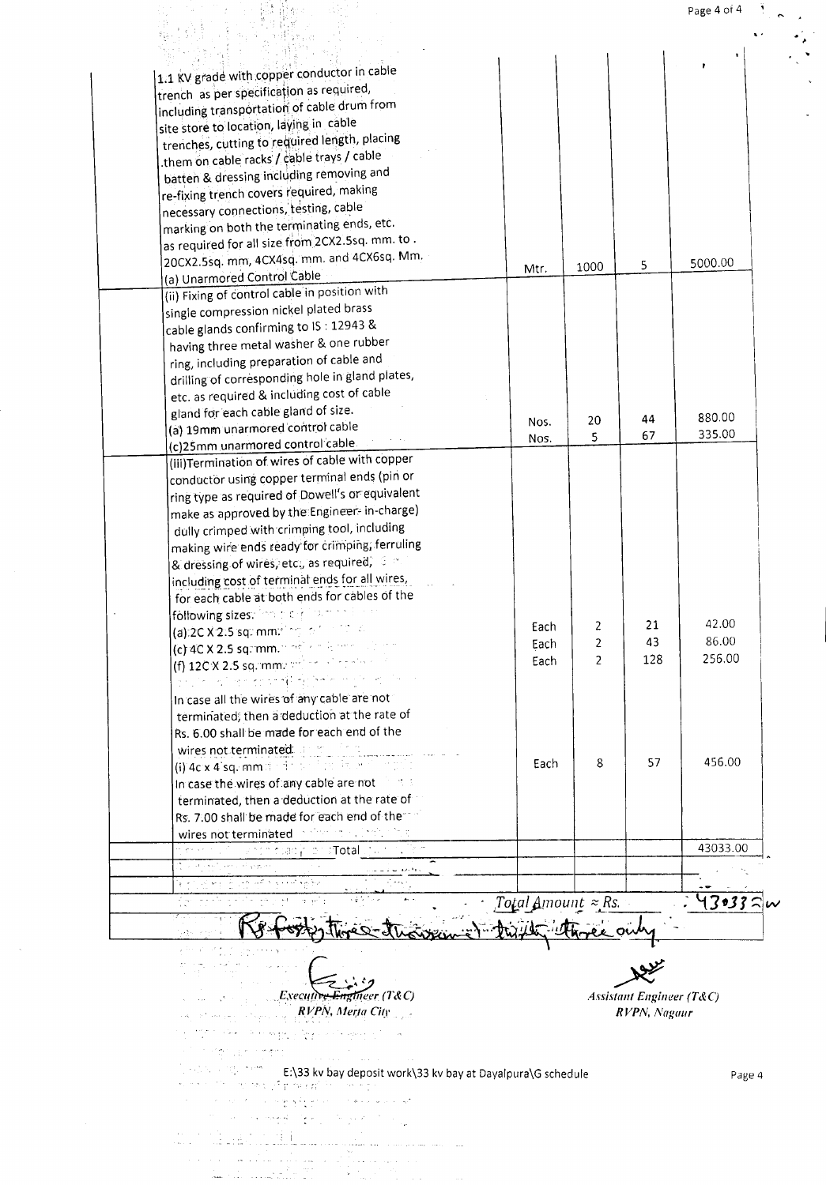| | | | | |
|---|---|---|---|---|
| 1.1 KV grade with copper conductor in cable trench as per specification as required, including transportation of cable drum from site store to location, laying in cable trenches, cutting to required length, placing them on cable racks / cable trays / cable batten & dressing including removing and re-fixing trench covers required, making necessary connections, testing, cable marking on both the terminating ends, etc. as required for all size from 2CX2.5sq. mm. to 20CX2.5sq. mm, 4CX4sq. mm. and 4CX6sq. Mm.<br>(a) Unarmored Control Cable | Mtr. | 1000 | 5 | 5000.00 |
| (ii) Fixing of control cable in position with single compression nickel plated brass cable glands confirming to IS : 12943 & having three metal washer & one rubber ring, including preparation of cable and drilling of corresponding hole in gland plates, etc. as required & including cost of cable gland for each cable gland of size.<br>(a) 19mm unarmored control cable | Nos. | 20 | 44 | 880.00 |
| (c)25mm unarmored control cable | Nos. | 5 | 67 | 335.00 |
| (iii)Termination of wires of cable with copper conductor using copper terminal ends (pin or ring type as required of Dowell's or equivalent make as approved by the Engineer- in-charge) dully crimped with crimping tool, including making wire ends ready for crimping, ferruling & dressing of wires, etc., as required, including cost of terminal ends for all wires, for each cable at both ends for cables of the following sizes.<br>(a) 2C X 2.5 sq. mm. | Each | 2 | 21 | 42.00 |
| (c) 4C X 2.5 sq. mm. | Each | 2 | 43 | 86.00 |
| (f) 12C X 2.5 sq. mm.<br><br>In case all the wires of any cable are not terminated, then a deduction at the rate of Rs. 6.00 shall be made for each end of the wires not terminated | Each | 2 | 128 | 256.00 |
| (i) 4c x 4 sq. mm<br>In case the wires of any cable are not terminated, then a deduction at the rate of Rs. 7.00 shall be made for each end of the wires not terminated | Each | 8 | 57 | 456.00 |
| Total | | | | 43033.00 |
| | | | | |
| Total Amount ≈ Rs. | | | | 43033=w |
| Rs forty three thousand thirty three only | | | | |

*Executive Engineer (T&C)*
*RVPN, Merta City*

*Assistant Engineer (T&C)*
*RVPN, Nagaur*

E:\33 kv bay deposit work\33 kv bay at Dayalpura\G schedule